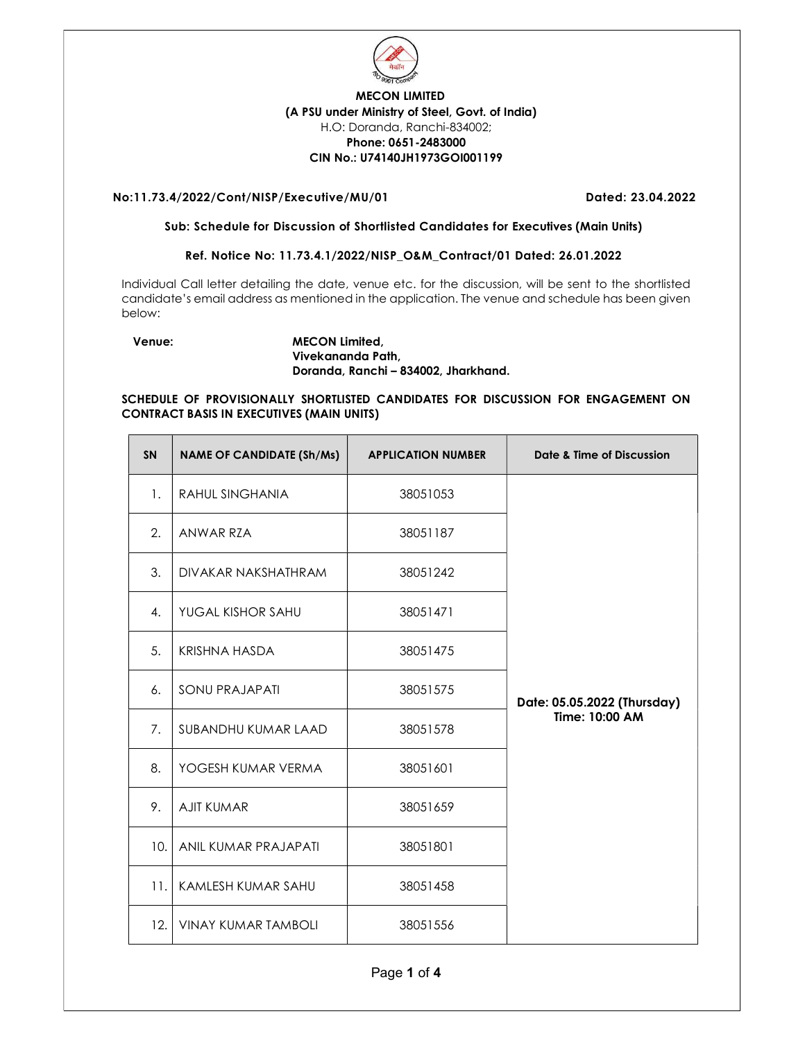**MECON LIMITED**
**(A PSU under Ministry of Steel, Govt. of India)**
H.O: Doranda, Ranchi-834002;
**Phone: 0651-2483000**
**CIN No.: U74140JH1973GOI001199**

**No:11.73.4/2022/Cont/NISP/Executive/MU/01** **Dated: 23.04.2022**

**Sub: Schedule for Discussion of Shortlisted Candidates for Executives (Main Units)**

**Ref. Notice No: 11.73.4.1/2022/NISP_O&M_Contract/01 Dated: 26.01.2022**

Individual Call letter detailing the date, venue etc. for the discussion, will be sent to the shortlisted candidate's email address as mentioned in the application. The venue and schedule has been given below:

**Venue:** **MECON Limited,**
**Vivekananda Path,**
**Doranda, Ranchi – 834002, Jharkhand.**

**SCHEDULE OF PROVISIONALLY SHORTLISTED CANDIDATES FOR DISCUSSION FOR ENGAGEMENT ON CONTRACT BASIS IN EXECUTIVES (MAIN UNITS)**

| SN | NAME OF CANDIDATE (Sh/Ms) | APPLICATION NUMBER | Date & Time of Discussion |
|---|---|---|---|
| 1. | RAHUL SINGHANIA | 38051053 | **Date: 05.05.2022 (Thursday) Time: 10:00 AM** |
| 2. | ANWAR RZA | 38051187 | |
| 3. | DIVAKAR NAKSHATHRAM | 38051242 | |
| 4. | YUGAL KISHOR SAHU | 38051471 | |
| 5. | KRISHNA HASDA | 38051475 | |
| 6. | SONU PRAJAPATI | 38051575 | |
| 7. | SUBANDHU KUMAR LAAD | 38051578 | |
| 8. | YOGESH KUMAR VERMA | 38051601 | |
| 9. | AJIT KUMAR | 38051659 | |
| 10. | ANIL KUMAR PRAJAPATI | 38051801 | |
| 11. | KAMLESH KUMAR SAHU | 38051458 | |
| 12. | VINAY KUMAR TAMBOLI | 38051556 | |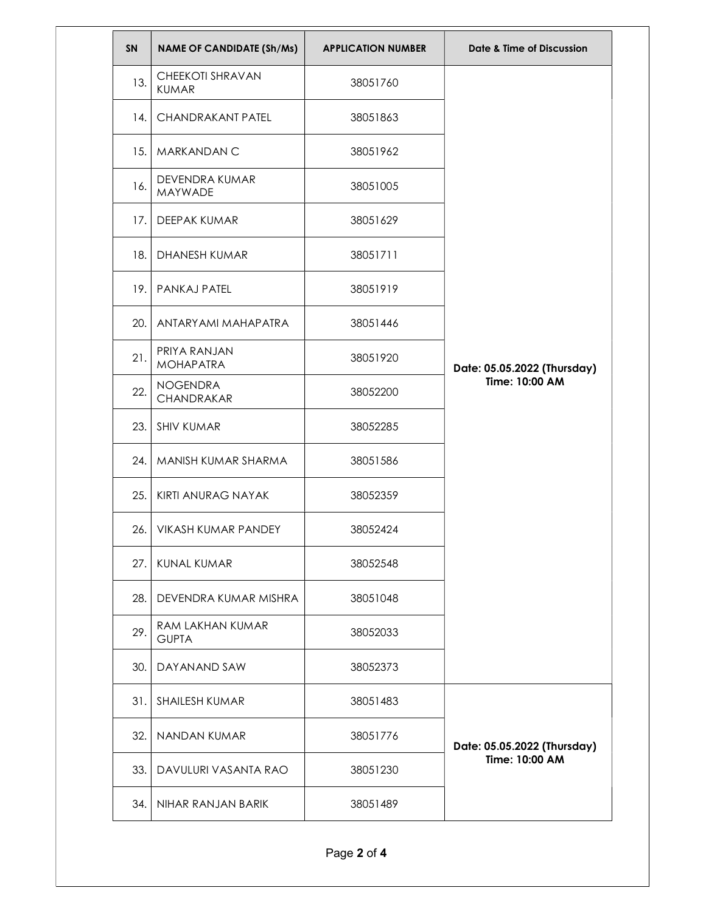| SN | NAME OF CANDIDATE (Sh/Ms) | APPLICATION NUMBER | Date & Time of Discussion |
|---|---|---|---|
| 13. | CHEEKOTI SHRAVAN KUMAR | 38051760 | Date: 05.05.2022 (Thursday) Time: 10:00 AM |
| 14. | CHANDRAKANT PATEL | 38051863 | |
| 15. | MARKANDAN C | 38051962 | |
| 16. | DEVENDRA KUMAR MAYWADE | 38051005 | |
| 17. | DEEPAK KUMAR | 38051629 | |
| 18. | DHANESH KUMAR | 38051711 | |
| 19. | PANKAJ PATEL | 38051919 | |
| 20. | ANTARYAMI MAHAPATRA | 38051446 | |
| 21. | PRIYA RANJAN MOHAPATRA | 38051920 | |
| 22. | NOGENDRA CHANDRAKAR | 38052200 | |
| 23. | SHIV KUMAR | 38052285 | |
| 24. | MANISH KUMAR SHARMA | 38051586 | |
| 25. | KIRTI ANURAG NAYAK | 38052359 | |
| 26. | VIKASH KUMAR PANDEY | 38052424 | |
| 27. | KUNAL KUMAR | 38052548 | |
| 28. | DEVENDRA KUMAR MISHRA | 38051048 | |
| 29. | RAM LAKHAN KUMAR GUPTA | 38052033 | |
| 30. | DAYANAND SAW | 38052373 | |
| 31. | SHAILESH KUMAR | 38051483 | Date: 05.05.2022 (Thursday) Time: 10:00 AM |
| 32. | NANDAN KUMAR | 38051776 | |
| 33. | DAVULURI VASANTA RAO | 38051230 | |
| 34. | NIHAR RANJAN BARIK | 38051489 | |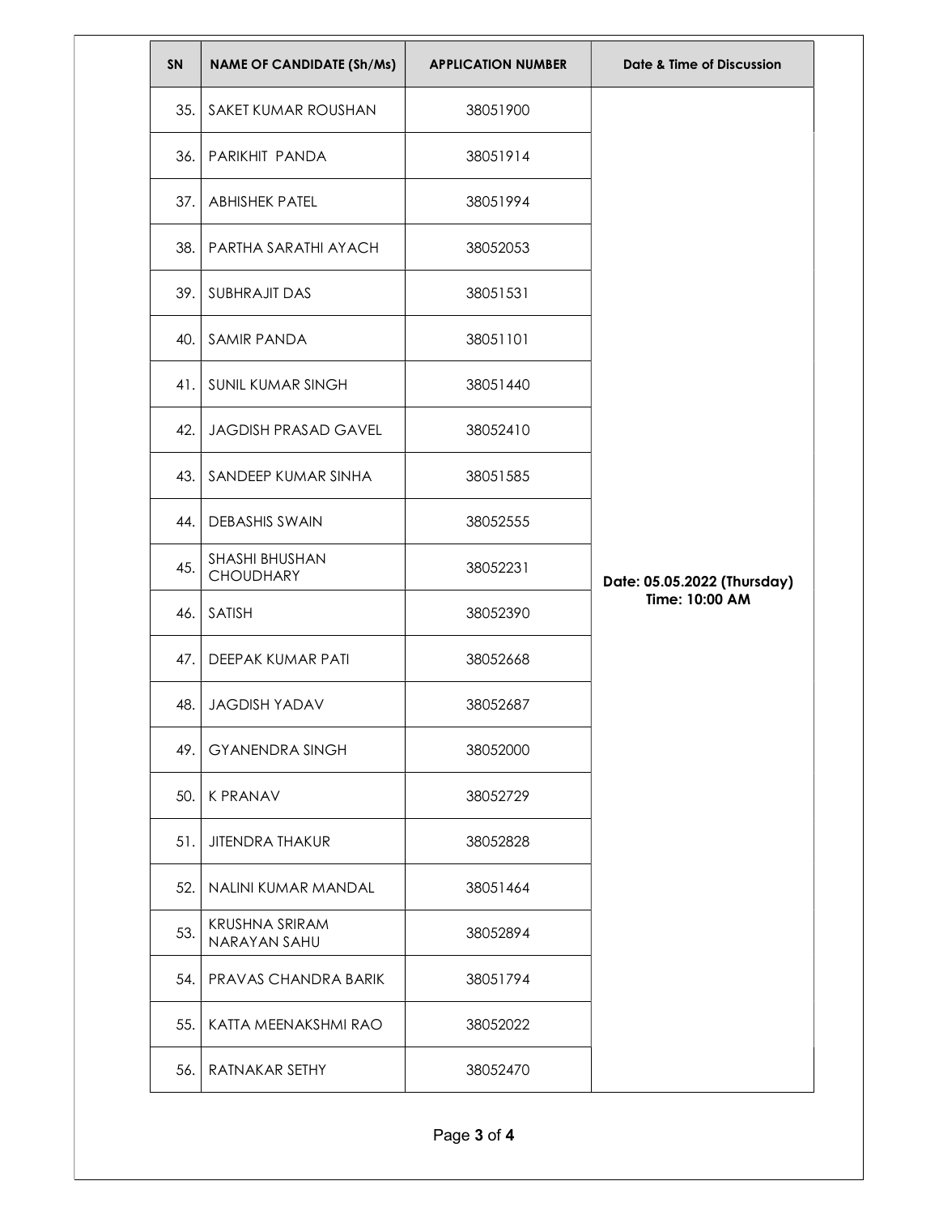| SN | NAME OF CANDIDATE (Sh/Ms) | APPLICATION NUMBER | Date & Time of Discussion |
|---|---|---|---|
| 35. | SAKET KUMAR ROUSHAN | 38051900 | **Date: 05.05.2022 (Thursday) Time: 10:00 AM** |
| 36. | PARIKHIT PANDA | 38051914 | |
| 37. | ABHISHEK PATEL | 38051994 | |
| 38. | PARTHA SARATHI AYACH | 38052053 | |
| 39. | SUBHRAJIT DAS | 38051531 | |
| 40. | SAMIR PANDA | 38051101 | |
| 41. | SUNIL KUMAR SINGH | 38051440 | |
| 42. | JAGDISH PRASAD GAVEL | 38052410 | |
| 43. | SANDEEP KUMAR SINHA | 38051585 | |
| 44. | DEBASHIS SWAIN | 38052555 | |
| 45. | SHASHI BHUSHAN CHOUDHARY | 38052231 | |
| 46. | SATISH | 38052390 | |
| 47. | DEEPAK KUMAR PATI | 38052668 | |
| 48. | JAGDISH YADAV | 38052687 | |
| 49. | GYANENDRA SINGH | 38052000 | |
| 50. | K PRANAV | 38052729 | |
| 51. | JITENDRA THAKUR | 38052828 | |
| 52. | NALINI KUMAR MANDAL | 38051464 | |
| 53. | KRUSHNA SRIRAM NARAYAN SAHU | 38052894 | |
| 54. | PRAVAS CHANDRA BARIK | 38051794 | |
| 55. | KATTA MEENAKSHMI RAO | 38052022 | |
| 56. | RATNAKAR SETHY | 38052470 | |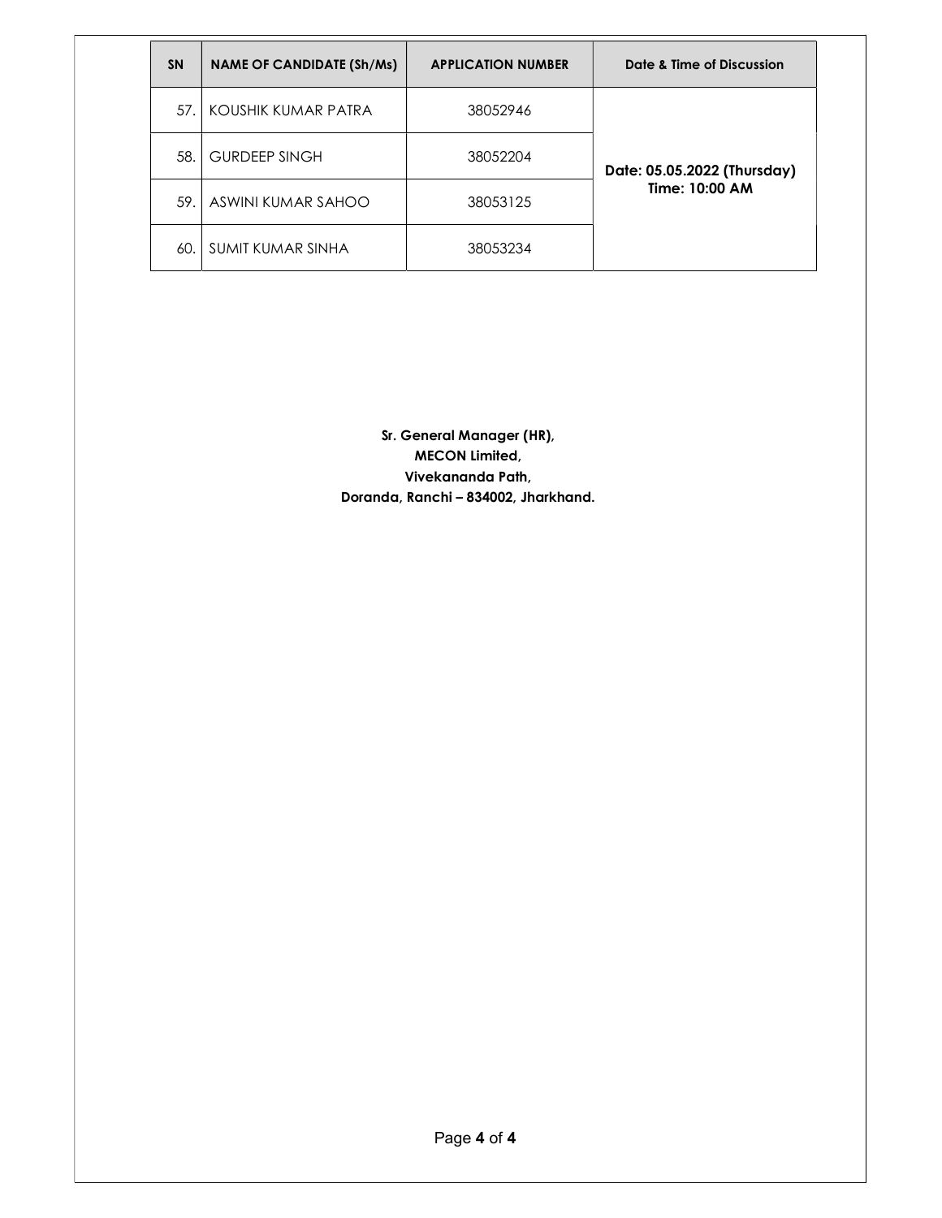| SN | NAME OF CANDIDATE (Sh/Ms) | APPLICATION NUMBER | Date & Time of Discussion |
|---|---|---|---|
| 57. | KOUSHIK KUMAR PATRA | 38052946 | **Date: 05.05.2022 (Thursday) Time: 10:00 AM** |
| 58. | GURDEEP SINGH | 38052204 | |
| 59. | ASWINI KUMAR SAHOO | 38053125 | |
| 60. | SUMIT KUMAR SINHA | 38053234 | |

**Sr. General Manager (HR),**
**MECON Limited,**
**Vivekananda Path,**
**Doranda, Ranchi – 834002, Jharkhand.**